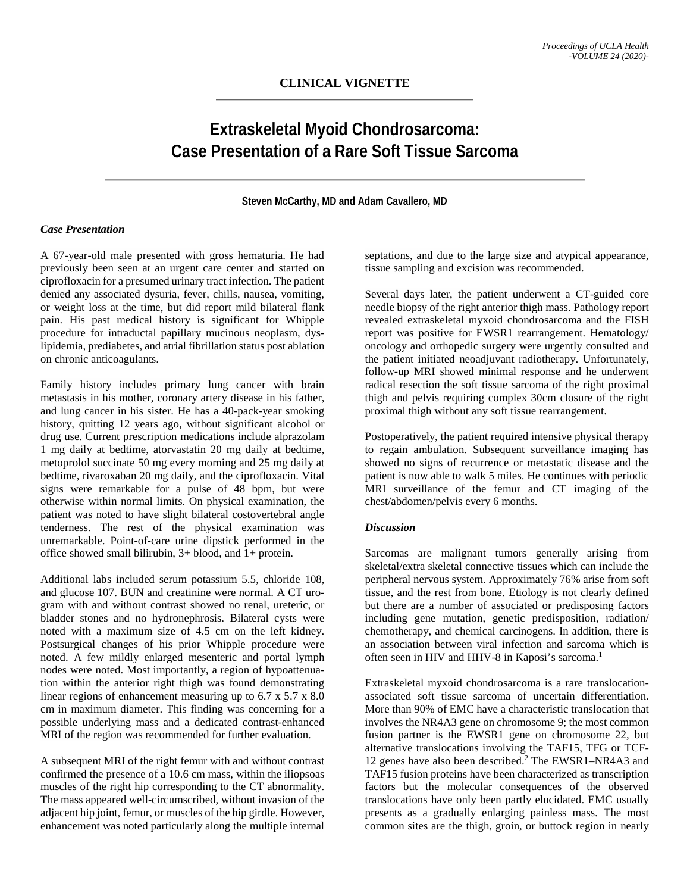CLINICAL VIGNETTE

# Extraskeletal Myoid Chondrosarcoma: Case Presentation of a Rare Soft Tissue Sarcoma

**Steven McCarthy, MD and Adam Cavallero, MD**

### *Case Presentation*

A 67-year-old male presented with gross hematuria. He had previously been seen at an urgent care center and started on ciprofloxacin for a presumed urinary tract infection. The patient denied any associated dysuria, fever, chills, nausea, vomiting, or weight loss at the time, but did report mild bilateral flank pain. His past medical history is significant for Whipple procedure for intraductal papillary mucinous neoplasm, dyslipidemia, prediabetes, and atrial fibrillation status post ablation on chronic anticoagulants.

Family history includes primary lung cancer with brain metastasis in his mother, coronary artery disease in his father, and lung cancer in his sister. He has a 40-pack-year smoking history, quitting 12 years ago, without significant alcohol or drug use. Current prescription medications include alprazolam 1 mg daily at bedtime, atorvastatin 20 mg daily at bedtime, metoprolol succinate 50 mg every morning and 25 mg daily at bedtime, rivaroxaban 20 mg daily, and the ciprofloxacin. Vital signs were remarkable for a pulse of 48 bpm, but were otherwise within normal limits. On physical examination, the patient was noted to have slight bilateral costovertebral angle tenderness. The rest of the physical examination was unremarkable. Point-of-care urine dipstick performed in the office showed small bilirubin, 3+ blood, and 1+ protein.

Additional labs included serum potassium 5.5, chloride 108, and glucose 107. BUN and creatinine were normal. A CT urogram with and without contrast showed no renal, ureteric, or bladder stones and no hydronephrosis. Bilateral cysts were noted with a maximum size of 4.5 cm on the left kidney. Postsurgical changes of his prior Whipple procedure were noted. A few mildly enlarged mesenteric and portal lymph nodes were noted. Most importantly, a region of hypoattenuation within the anterior right thigh was found demonstrating linear regions of enhancement measuring up to 6.7 x 5.7 x 8.0 cm in maximum diameter. This finding was concerning for a possible underlying mass and a dedicated contrast-enhanced MRI of the region was recommended for further evaluation.

A subsequent MRI of the right femur with and without contrast confirmed the presence of a 10.6 cm mass, within the iliopsoas muscles of the right hip corresponding to the CT abnormality. The mass appeared well-circumscribed, without invasion of the adjacent hip joint, femur, or muscles of the hip girdle. However, enhancement was noted particularly along the multiple internal septations, and due to the large size and atypical appearance, tissue sampling and excision was recommended.

Several days later, the patient underwent a CT-guided core needle biopsy of the right anterior thigh mass. Pathology report revealed extraskeletal myxoid chondrosarcoma and the FISH report was positive for EWSR1 rearrangement. Hematology/oncology and orthopedic surgery were urgently consulted and the patient initiated neoadjuvant radiotherapy. Unfortunately, follow-up MRI showed minimal response and he underwent radical resection the soft tissue sarcoma of the right proximal thigh and pelvis requiring complex 30cm closure of the right proximal thigh without any soft tissue rearrangement.

Postoperatively, the patient required intensive physical therapy to regain ambulation. Subsequent surveillance imaging has showed no signs of recurrence or metastatic disease and the patient is now able to walk 5 miles. He continues with periodic MRI surveillance of the femur and CT imaging of the chest/abdomen/pelvis every 6 months.

### *Discussion*

Sarcomas are malignant tumors generally arising from skeletal/extra skeletal connective tissues which can include the peripheral nervous system. Approximately 76% arise from soft tissue, and the rest from bone. Etiology is not clearly defined but there are a number of associated or predisposing factors including gene mutation, genetic predisposition, radiation/chemotherapy, and chemical carcinogens. In addition, there is an association between viral infection and sarcoma which is often seen in HIV and HHV-8 in Kaposi's sarcoma.[1]

Extraskeletal myxoid chondrosarcoma is a rare translocation-associated soft tissue sarcoma of uncertain differentiation. More than 90% of EMC have a characteristic translocation that involves the NR4A3 gene on chromosome 9; the most common fusion partner is the EWSR1 gene on chromosome 22, but alternative translocations involving the TAF15, TFG or TCF-12 genes have also been described.[2] The EWSR1–NR4A3 and TAF15 fusion proteins have been characterized as transcription factors but the molecular consequences of the observed translocations have only been partly elucidated. EMC usually presents as a gradually enlarging painless mass. The most common sites are the thigh, groin, or buttock region in nearly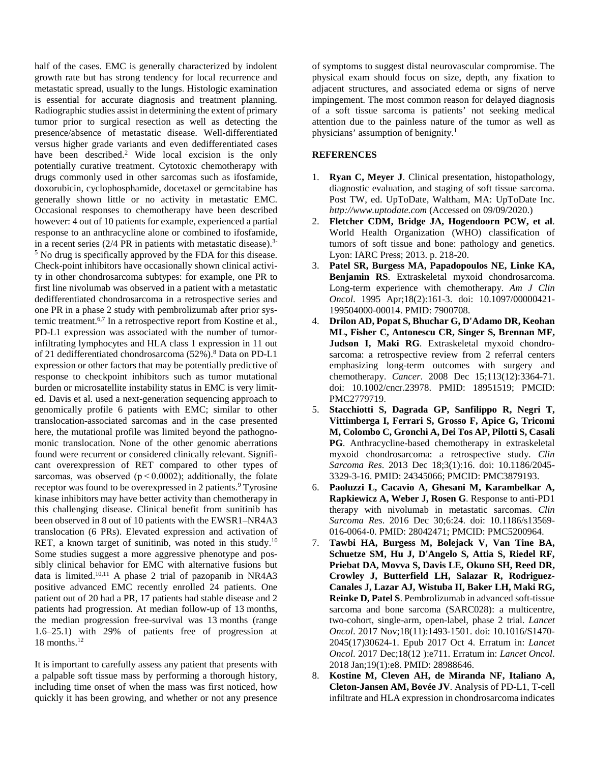half of the cases. EMC is generally characterized by indolent growth rate but has strong tendency for local recurrence and metastatic spread, usually to the lungs. Histologic examination is essential for accurate diagnosis and treatment planning. Radiographic studies assist in determining the extent of primary tumor prior to surgical resection as well as detecting the presence/absence of metastatic disease. Well-differentiated versus higher grade variants and even dedifferentiated cases have been described.[2] Wide local excision is the only potentially curative treatment. Cytotoxic chemotherapy with drugs commonly used in other sarcomas such as ifosfamide, doxorubicin, cyclophosphamide, docetaxel or gemcitabine has generally shown little or no activity in metastatic EMC. Occasional responses to chemotherapy have been described however: 4 out of 10 patients for example, experienced a partial response to an anthracycline alone or combined to ifosfamide, in a recent series (2/4 PR in patients with metastatic disease).[3-5] No drug is specifically approved by the FDA for this disease. Check-point inhibitors have occasionally shown clinical activity in other chondrosarcoma subtypes: for example, one PR to first line nivolumab was observed in a patient with a metastatic dedifferentiated chondrosarcoma in a retrospective series and one PR in a phase 2 study with pembrolizumab after prior systemic treatment.[6,7] In a retrospective report from Kostine et al., PD-L1 expression was associated with the number of tumor-infiltrating lymphocytes and HLA class 1 expression in 11 out of 21 dedifferentiated chondrosarcoma (52%).[8] Data on PD-L1 expression or other factors that may be potentially predictive of response to checkpoint inhibitors such as tumor mutational burden or microsatellite instability status in EMC is very limited. Davis et al. used a next-generation sequencing approach to genomically profile 6 patients with EMC; similar to other translocation-associated sarcomas and in the case presented here, the mutational profile was limited beyond the pathognomonic translocation. None of the other genomic aberrations found were recurrent or considered clinically relevant. Significant overexpression of RET compared to other types of sarcomas, was observed ($p < 0.0002$); additionally, the folate receptor was found to be overexpressed in 2 patients.[9] Tyrosine kinase inhibitors may have better activity than chemotherapy in this challenging disease. Clinical benefit from sunitinib has been observed in 8 out of 10 patients with the EWSR1–NR4A3 translocation (6 PRs). Elevated expression and activation of RET, a known target of sunitinib, was noted in this study.[10] Some studies suggest a more aggressive phenotype and possibly clinical behavior for EMC with alternative fusions but data is limited.[10,11] A phase 2 trial of pazopanib in NR4A3 positive advanced EMC recently enrolled 24 patients. One patient out of 20 had a PR, 17 patients had stable disease and 2 patients had progression. At median follow-up of 13 months, the median progression free-survival was 13 months (range 1.6–25.1) with 29% of patients free of progression at 18 months.[12]

It is important to carefully assess any patient that presents with a palpable soft tissue mass by performing a thorough history, including time onset of when the mass was first noticed, how quickly it has been growing, and whether or not any presence of symptoms to suggest distal neurovascular compromise. The physical exam should focus on size, depth, any fixation to adjacent structures, and associated edema or signs of nerve impingement. The most common reason for delayed diagnosis of a soft tissue sarcoma is patients' not seeking medical attention due to the painless nature of the tumor as well as physicians' assumption of benignity.[1]

## REFERENCES

1. **Ryan C, Meyer J**. Clinical presentation, histopathology, diagnostic evaluation, and staging of soft tissue sarcoma. Post TW, ed. UpToDate, Waltham, MA: UpToDate Inc. *http://www.uptodate.com* (Accessed on 09/09/2020.)
2. **Fletcher CDM, Bridge JA, Hogendoorn PCW, et al**. World Health Organization (WHO) classification of tumors of soft tissue and bone: pathology and genetics. Lyon: IARC Press; 2013. p. 218-20.
3. **Patel SR, Burgess MA, Papadopoulos NE, Linke KA, Benjamin RS**. Extraskeletal myxoid chondrosarcoma. Long-term experience with chemotherapy. *Am J Clin Oncol*. 1995 Apr;18(2):161-3. doi: 10.1097/00000421-199504000-00014. PMID: 7900708.
4. **Drilon AD, Popat S, Bhuchar G, D'Adamo DR, Keohan ML, Fisher C, Antonescu CR, Singer S, Brennan MF, Judson I, Maki RG**. Extraskeletal myxoid chondrosarcoma: a retrospective review from 2 referral centers emphasizing long-term outcomes with surgery and chemotherapy. *Cancer*. 2008 Dec 15;113(12):3364-71. doi: 10.1002/cncr.23978. PMID: 18951519; PMCID: PMC2779719.
5. **Stacchiotti S, Dagrada GP, Sanfilippo R, Negri T, Vittimberga I, Ferrari S, Grosso F, Apice G, Tricomi M, Colombo C, Gronchi A, Dei Tos AP, Pilotti S, Casali PG**. Anthracycline-based chemotherapy in extraskeletal myxoid chondrosarcoma: a retrospective study. *Clin Sarcoma Res*. 2013 Dec 18;3(1):16. doi: 10.1186/2045-3329-3-16. PMID: 24345066; PMCID: PMC3879193.
6. **Paoluzzi L, Cacavio A, Ghesani M, Karambelkar A, Rapkiewicz A, Weber J, Rosen G**. Response to anti-PD1 therapy with nivolumab in metastatic sarcomas. *Clin Sarcoma Res*. 2016 Dec 30;6:24. doi: 10.1186/s13569-016-0064-0. PMID: 28042471; PMCID: PMC5200964.
7. **Tawbi HA, Burgess M, Bolejack V, Van Tine BA, Schuetze SM, Hu J, D'Angelo S, Attia S, Riedel RF, Priebat DA, Movva S, Davis LE, Okuno SH, Reed DR, Crowley J, Butterfield LH, Salazar R, Rodriguez-Canales J, Lazar AJ, Wistuba II, Baker LH, Maki RG, Reinke D, Patel S**. Pembrolizumab in advanced soft-tissue sarcoma and bone sarcoma (SARC028): a multicentre, two-cohort, single-arm, open-label, phase 2 trial. *Lancet Oncol*. 2017 Nov;18(11):1493-1501. doi: 10.1016/S1470-2045(17)30624-1. Epub 2017 Oct 4. Erratum in: *Lancet Oncol*. 2017 Dec;18(12 ):e711. Erratum in: *Lancet Oncol*. 2018 Jan;19(1):e8. PMID: 28988646.
8. **Kostine M, Cleven AH, de Miranda NF, Italiano A, Cleton-Jansen AM, Bovée JV**. Analysis of PD-L1, T-cell infiltrate and HLA expression in chondrosarcoma indicates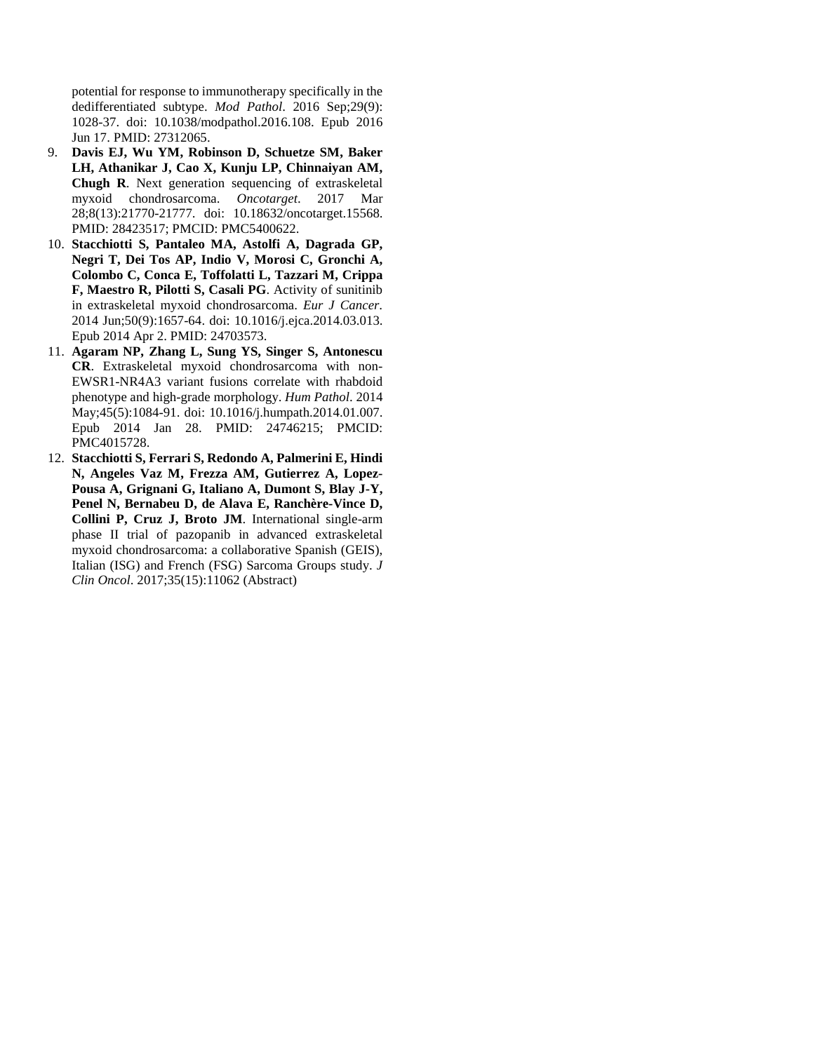potential for response to immunotherapy specifically in the dedifferentiated subtype. *Mod Pathol*. 2016 Sep;29(9): 1028-37. doi: 10.1038/modpathol.2016.108. Epub 2016 Jun 17. PMID: 27312065.

9. **Davis EJ, Wu YM, Robinson D, Schuetze SM, Baker LH, Athanikar J, Cao X, Kunju LP, Chinnaiyan AM, Chugh R**. Next generation sequencing of extraskeletal myxoid chondrosarcoma. *Oncotarget*. 2017 Mar 28;8(13):21770-21777. doi: 10.18632/oncotarget.15568. PMID: 28423517; PMCID: PMC5400622.
10. **Stacchiotti S, Pantaleo MA, Astolfi A, Dagrada GP, Negri T, Dei Tos AP, Indio V, Morosi C, Gronchi A, Colombo C, Conca E, Toffolatti L, Tazzari M, Crippa F, Maestro R, Pilotti S, Casali PG**. Activity of sunitinib in extraskeletal myxoid chondrosarcoma. *Eur J Cancer*. 2014 Jun;50(9):1657-64. doi: 10.1016/j.ejca.2014.03.013. Epub 2014 Apr 2. PMID: 24703573.
11. **Agaram NP, Zhang L, Sung YS, Singer S, Antonescu CR**. Extraskeletal myxoid chondrosarcoma with non-EWSR1-NR4A3 variant fusions correlate with rhabdoid phenotype and high-grade morphology. *Hum Pathol*. 2014 May;45(5):1084-91. doi: 10.1016/j.humpath.2014.01.007. Epub 2014 Jan 28. PMID: 24746215; PMCID: PMC4015728.
12. **Stacchiotti S, Ferrari S, Redondo A, Palmerini E, Hindi N, Angeles Vaz M, Frezza AM, Gutierrez A, Lopez-Pousa A, Grignani G, Italiano A, Dumont S, Blay J-Y, Penel N, Bernabeu D, de Alava E, Ranchère-Vince D, Collini P, Cruz J, Broto JM**. International single-arm phase II trial of pazopanib in advanced extraskeletal myxoid chondrosarcoma: a collaborative Spanish (GEIS), Italian (ISG) and French (FSG) Sarcoma Groups study. *J Clin Oncol*. 2017;35(15):11062 (Abstract)